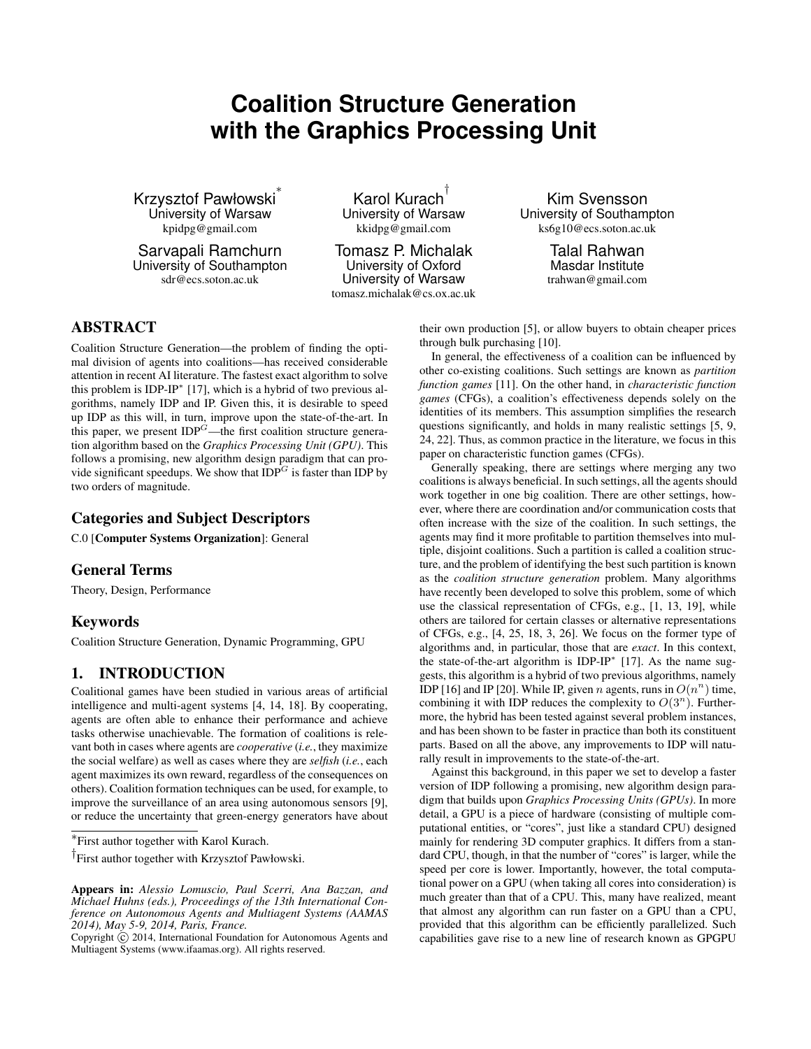# Coalition Structure Generation with the Graphics Processing Unit

Krzysztof Pawłowski[*]
University of Warsaw
kpidpg@gmail.com

Karol Kurach[†]
University of Warsaw
kkidpg@gmail.com

Kim Svensson
University of Southampton
ks6g10@ecs.soton.ac.uk

Sarvapali Ramchurn
University of Southampton
sdr@ecs.soton.ac.uk

Tomasz P. Michalak
University of Oxford
University of Warsaw
tomasz.michalak@cs.ox.ac.uk

Talal Rahwan
Masdar Institute
trahwan@gmail.com

## ABSTRACT

Coalition Structure Generation—the problem of finding the optimal division of agents into coalitions—has received considerable attention in recent AI literature. The fastest exact algorithm to solve this problem is IDP-IP$^*$ [17], which is a hybrid of two previous algorithms, namely IDP and IP. Given this, it is desirable to speed up IDP as this will, in turn, improve upon the state-of-the-art. In this paper, we present IDP$^G$—the first coalition structure generation algorithm based on the *Graphics Processing Unit (GPU)*. This follows a promising, new algorithm design paradigm that can provide significant speedups. We show that IDP$^G$ is faster than IDP by two orders of magnitude.

## Categories and Subject Descriptors

C.0 [**Computer Systems Organization**]: General

## General Terms

Theory, Design, Performance

## Keywords

Coalition Structure Generation, Dynamic Programming, GPU

## 1. INTRODUCTION

Coalitional games have been studied in various areas of artificial intelligence and multi-agent systems [4, 14, 18]. By cooperating, agents are often able to enhance their performance and achieve tasks otherwise unachievable. The formation of coalitions is relevant both in cases where agents are *cooperative* (*i.e.*, they maximize the social welfare) as well as cases where they are *selfish* (*i.e.*, each agent maximizes its own reward, regardless of the consequences on others). Coalition formation techniques can be used, for example, to improve the surveillance of an area using autonomous sensors [9], or reduce the uncertainty that green-energy generators have about their own production [5], or allow buyers to obtain cheaper prices through bulk purchasing [10].

In general, the effectiveness of a coalition can be influenced by other co-existing coalitions. Such settings are known as *partition function games* [11]. On the other hand, in *characteristic function games* (CFGs), a coalition's effectiveness depends solely on the identities of its members. This assumption simplifies the research questions significantly, and holds in many realistic settings [5, 9, 24, 22]. Thus, as common practice in the literature, we focus in this paper on characteristic function games (CFGs).

Generally speaking, there are settings where merging any two coalitions is always beneficial. In such settings, all the agents should work together in one big coalition. There are other settings, however, where there are coordination and/or communication costs that often increase with the size of the coalition. In such settings, the agents may find it more profitable to partition themselves into multiple, disjoint coalitions. Such a partition is called a coalition structure, and the problem of identifying the best such partition is known as the *coalition structure generation* problem. Many algorithms have recently been developed to solve this problem, some of which use the classical representation of CFGs, e.g., [1, 13, 19], while others are tailored for certain classes or alternative representations of CFGs, e.g., [4, 25, 18, 3, 26]. We focus on the former type of algorithms and, in particular, those that are *exact*. In this context, the state-of-the-art algorithm is IDP-IP$^*$ [17]. As the name suggests, this algorithm is a hybrid of two previous algorithms, namely IDP [16] and IP [20]. While IP, given $n$ agents, runs in $O(n^n)$ time, combining it with IDP reduces the complexity to $O(3^n)$. Furthermore, the hybrid has been tested against several problem instances, and has been shown to be faster in practice than both its constituent parts. Based on all the above, any improvements to IDP will naturally result in improvements to the state-of-the-art.

Against this background, in this paper we set to develop a faster version of IDP following a promising, new algorithm design paradigm that builds upon *Graphics Processing Units (GPUs)*. In more detail, a GPU is a piece of hardware (consisting of multiple computational entities, or "cores", just like a standard CPU) designed mainly for rendering 3D computer graphics. It differs from a standard CPU, though, in that the number of "cores" is larger, while the speed per core is lower. Importantly, however, the total computational power on a GPU (when taking all cores into consideration) is much greater than that of a CPU. This, many have realized, meant that almost any algorithm can run faster on a GPU than a CPU, provided that this algorithm can be efficiently parallelized. Such capabilities gave rise to a new line of research known as GPGPU

[*]First author together with Karol Kurach.

[†]First author together with Krzysztof Pawłowski.

**Appears in:** *Alessio Lomuscio, Paul Scerri, Ana Bazzan, and Michael Huhns (eds.), Proceedings of the 13th International Conference on Autonomous Agents and Multiagent Systems (AAMAS 2014), May 5-9, 2014, Paris, France.*
Copyright © 2014, International Foundation for Autonomous Agents and Multiagent Systems (www.ifaamas.org). All rights reserved.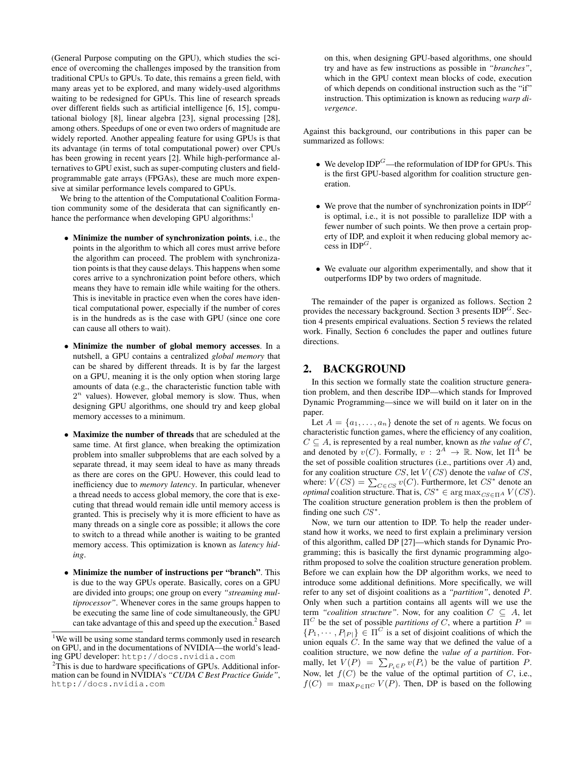(General Purpose computing on the GPU), which studies the science of overcoming the challenges imposed by the transition from traditional CPUs to GPUs. To date, this remains a green field, with many areas yet to be explored, and many widely-used algorithms waiting to be redesigned for GPUs. This line of research spreads over different fields such as artificial intelligence [6, 15], computational biology [8], linear algebra [23], signal processing [28], among others. Speedups of one or even two orders of magnitude are widely reported. Another appealing feature for using GPUs is that its advantage (in terms of total computational power) over CPUs has been growing in recent years [2]. While high-performance alternatives to GPU exist, such as super-computing clusters and field-programmable gate arrays (FPGAs), these are much more expensive at similar performance levels compared to GPUs.

We bring to the attention of the Computational Coalition Formation community some of the desiderata that can significantly enhance the performance when developing GPU algorithms:[1]

- **Minimize the number of synchronization points**, i.e., the points in the algorithm to which all cores must arrive before the algorithm can proceed. The problem with synchronization points is that they cause delays. This happens when some cores arrive to a synchronization point before others, which means they have to remain idle while waiting for the others. This is inevitable in practice even when the cores have identical computational power, especially if the number of cores is in the hundreds as is the case with GPU (since one core can cause all others to wait).

- **Minimize the number of global memory accesses**. In a nutshell, a GPU contains a centralized *global memory* that can be shared by different threads. It is by far the largest on a GPU, meaning it is the only option when storing large amounts of data (e.g., the characteristic function table with $2^n$ values). However, global memory is slow. Thus, when designing GPU algorithms, one should try and keep global memory accesses to a minimum.

- **Maximize the number of threads** that are scheduled at the same time. At first glance, when breaking the optimization problem into smaller subproblems that are each solved by a separate thread, it may seem ideal to have as many threads as there are cores on the GPU. However, this could lead to inefficiency due to *memory latency*. In particular, whenever a thread needs to access global memory, the core that is executing that thread would remain idle until memory access is granted. This is precisely why it is more efficient to have as many threads on a single core as possible; it allows the core to switch to a thread while another is waiting to be granted memory access. This optimization is known as *latency hiding*.

- **Minimize the number of instructions per "branch"**. This is due to the way GPUs operate. Basically, cores on a GPU are divided into groups; one group on every *"streaming multiprocessor"*. Whenever cores in the same groups happen to be executing the same line of code simultaneously, the GPU can take advantage of this and speed up the execution.[2] Based on this, when designing GPU-based algorithms, one should try and have as few instructions as possible in *"branches"*, which in the GPU context mean blocks of code, execution of which depends on conditional instruction such as the "if" instruction. This optimization is known as reducing *warp divergence*.

Against this background, our contributions in this paper can be summarized as follows:

- We develop IDP$^G$—the reformulation of IDP for GPUs. This is the first GPU-based algorithm for coalition structure generation.

- We prove that the number of synchronization points in IDP$^G$ is optimal, i.e., it is not possible to parallelize IDP with a fewer number of such points. We then prove a certain property of IDP, and exploit it when reducing global memory access in IDP$^G$.

- We evaluate our algorithm experimentally, and show that it outperforms IDP by two orders of magnitude.

The remainder of the paper is organized as follows. Section 2 provides the necessary background. Section 3 presents IDP$^G$. Section 4 presents empirical evaluations. Section 5 reviews the related work. Finally, Section 6 concludes the paper and outlines future directions.

## 2. BACKGROUND

In this section we formally state the coalition structure generation problem, and then describe IDP—which stands for Improved Dynamic Programming—since we will build on it later on in the paper.

Let $A = \{a_1, \ldots, a_n\}$ denote the set of $n$ agents. We focus on characteristic function games, where the efficiency of any coalition, $C \subseteq A$, is represented by a real number, known as *the value of* $C$, and denoted by $v(C)$. Formally, $v : 2^A \to \mathbb{R}$. Now, let $\Pi^A$ be the set of possible coalition structures (i.e., partitions over $A$) and, for any coalition structure $CS$, let $V(CS)$ denote the *value* of $CS$, where: $V(CS) = \sum_{C \in CS} v(C)$. Furthermore, let $CS^*$ denote an *optimal* coalition structure. That is, $CS^* \in \arg\max_{CS \in \Pi^A} V(CS)$. The coalition structure generation problem is then the problem of finding one such $CS^*$.

Now, we turn our attention to IDP. To help the reader understand how it works, we need to first explain a preliminary version of this algorithm, called DP [27]—which stands for Dynamic Programming; this is basically the first dynamic programming algorithm proposed to solve the coalition structure generation problem. Before we can explain how the DP algorithm works, we need to introduce some additional definitions. More specifically, we will refer to any set of disjoint coalitions as a *"partition"*, denoted $P$. Only when such a partition contains all agents will we use the term *"coalition structure"*. Now, for any coalition $C \subseteq A$, let $\Pi^C$ be the set of possible *partitions of* $C$, where a partition $P = \{P_1, \cdots, P_{|P|}\} \in \Pi^C$ is a set of disjoint coalitions of which the union equals $C$. In the same way that we defined the value of a coalition structure, we now define the *value of a partition*. Formally, let $V(P) = \sum_{P_i \in P} v(P_i)$ be the value of partition $P$. Now, let $f(C)$ be the value of the optimal partition of $C$, i.e., $f(C) = \max_{P \in \Pi^C} V(P)$. Then, DP is based on the following

[1] We will be using some standard terms commonly used in research on GPU, and in the documentations of NVIDIA—the world's leading GPU developer: http://docs.nvidia.com

[2] This is due to hardware specifications of GPUs. Additional information can be found in NVIDIA's *"CUDA C Best Practice Guide"*, http://docs.nvidia.com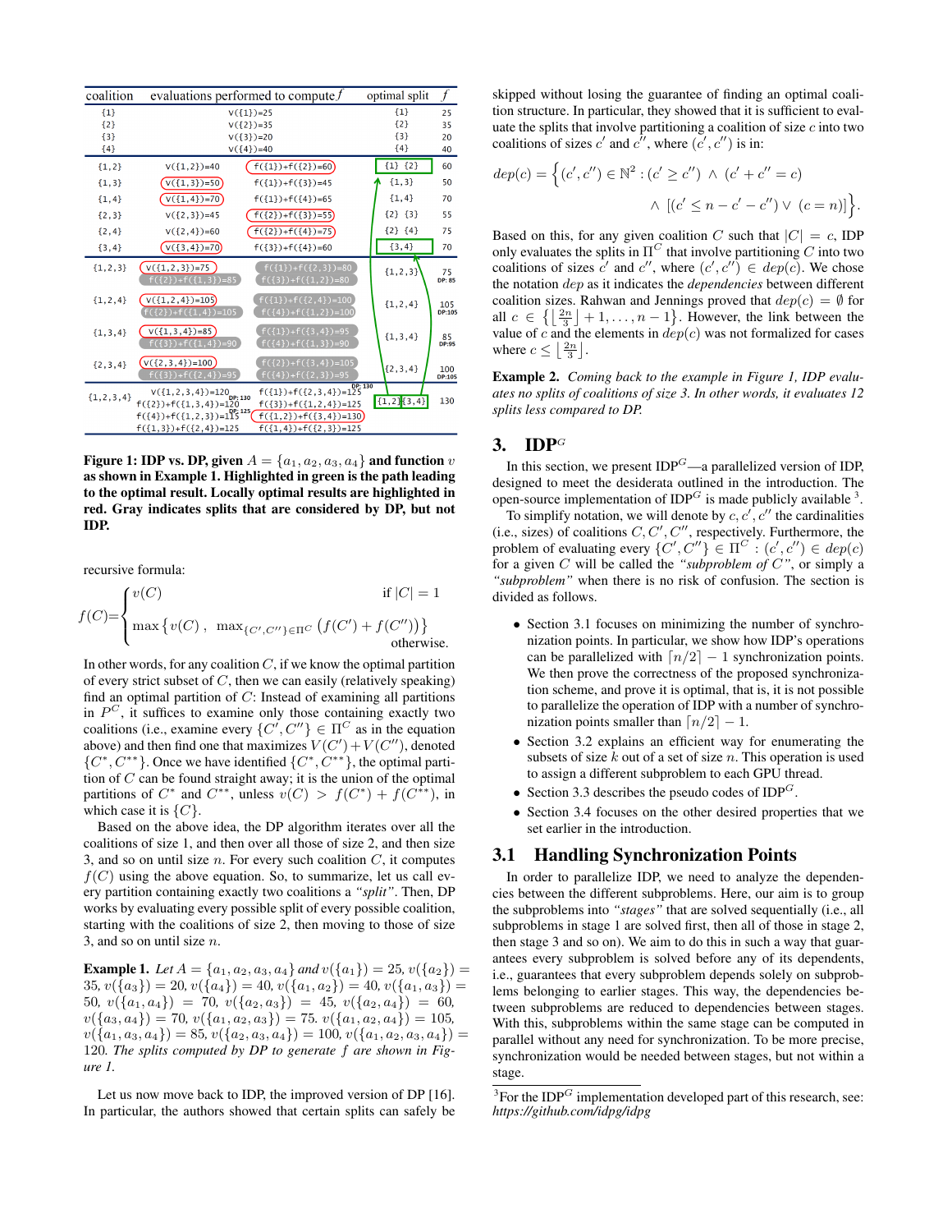| coalition | evaluations performed to compute $f$ | | optimal split | $f$ |
|---|---|---|---|---|
| {1} | v({1})=25 | | {1} | 25 |
| {2} | v({2})=35 | | {2} | 35 |
| {3} | v({3})=20 | | {3} | 20 |
| {4} | v({4})=40 | | {4} | 40 |
| {1,2} | v({1,2})=40 | f({1})+f({2})=60 | {1} {2} | 60 |
| {1,3} | v({1,3})=50 | f({1})+f({3})=45 | {1,3} | 50 |
| {1,4} | v({1,4})=70 | f({1})+f({4})=65 | {1,4} | 70 |
| {2,3} | v({2,3})=45 | f({2})+f({3})=55 | {2} {3} | 55 |
| {2,4} | v({2,4})=60 | f({2})+f({4})=75 | {2} {4} | 75 |
| {3,4} | v({3,4})=70 | f({3})+f({4})=60 | {3,4} | 70 |
| {1,2,3} | v({1,2,3})=75; f({2})+f({1,3})=85 | f({1})+f({2,3})=80; f({3})+f({1,2})=80 | {1,2,3} | 75 (DP: 85) |
| {1,2,4} | v({1,2,4})=105; f({2})+f({1,4})=105 | f({1})+f({2,4})=100; f({4})+f({1,2})=100 | {1,2,4} | 105 (DP:105) |
| {1,3,4} | v({1,3,4})=85; f({3})+f({1,4})=90 | f({1})+f({3,4})=95; f({4})+f({1,3})=90 | {1,3,4} | 85 (DP:95) |
| {2,3,4} | v({2,3,4})=100; f({3})+f({2,4})=95 | f({2})+f({3,4})=105; f({4})+f({2,3})=95 | {2,3,4} | 100 (DP:105) |
| {1,2,3,4} | v({1,2,3,4})=120 (DP: 130); f({2})+f({1,3,4})=120; f({4})+f({1,2,3})=115 (DP: 125); f({1,3})+f({2,4})=125 | f({1})+f({2,3,4})=125 (DP: 130); f({3})+f({1,2,4})=125; f({1,2})+f({3,4})=130; f({1,4})+f({2,3})=125 | {1,2} {3,4} | 130 |

**Figure 1: IDP vs. DP, given $A = \{a_1, a_2, a_3, a_4\}$ and function $v$ as shown in Example 1. Highlighted in green is the path leading to the optimal result. Locally optimal results are highlighted in red. Gray indicates splits that are considered by DP, but not IDP.**

recursive formula:

$$f(C) = \begin{cases} v(C) & \text{if } |C| = 1 \\ \max\left\{v(C)\ ,\ \max_{\{C',C''\}\in\Pi^C}\left(f(C') + f(C'')\right)\right\} & \text{otherwise.} \end{cases}$$

In other words, for any coalition $C$, if we know the optimal partition of every strict subset of $C$, then we can easily (relatively speaking) find an optimal partition of $C$: Instead of examining all partitions in $P^C$, it suffices to examine only those containing exactly two coalitions (i.e., examine every $\{C', C''\} \in \Pi^C$ as in the equation above) and then find one that maximizes $V(C') + V(C'')$, denoted $\{C^*, C^{**}\}$. Once we have identified $\{C^*, C^{**}\}$, the optimal partition of $C$ can be found straight away; it is the union of the optimal partitions of $C^*$ and $C^{**}$, unless $v(C) > f(C^*) + f(C^{**})$, in which case it is $\{C\}$.

Based on the above idea, the DP algorithm iterates over all the coalitions of size 1, and then over all those of size 2, and then size 3, and so on until size $n$. For every such coalition $C$, it computes $f(C)$ using the above equation. So, to summarize, let us call every partition containing exactly two coalitions a *"split"*. Then, DP works by evaluating every possible split of every possible coalition, starting with the coalitions of size 2, then moving to those of size 3, and so on until size $n$.

**Example 1.** *Let $A = \{a_1, a_2, a_3, a_4\}$ and $v(\{a_1\}) = 25$, $v(\{a_2\}) = 35$, $v(\{a_3\}) = 20$, $v(\{a_4\}) = 40$, $v(\{a_1, a_2\}) = 40$, $v(\{a_1, a_3\}) = 50$, $v(\{a_1, a_4\}) = 70$, $v(\{a_2, a_3\}) = 45$, $v(\{a_2, a_4\}) = 60$, $v(\{a_3, a_4\}) = 70$, $v(\{a_1, a_2, a_3\}) = 75$. $v(\{a_1, a_2, a_4\}) = 105$, $v(\{a_1, a_3, a_4\}) = 85$, $v(\{a_2, a_3, a_4\}) = 100$, $v(\{a_1, a_2, a_3, a_4\}) = 120$. The splits computed by DP to generate $f$ are shown in Figure 1.*

Let us now move back to IDP, the improved version of DP [16]. In particular, the authors showed that certain splits can safely be skipped without losing the guarantee of finding an optimal coalition structure. In particular, they showed that it is sufficient to evaluate the splits that involve partitioning a coalition of size $c$ into two coalitions of sizes $c'$ and $c''$, where $(c', c'')$ is in:

$$dep(c) = \Big\{(c', c'') \in \mathbb{N}^2 : (c' \geq c'') \wedge (c' + c'' = c) \\ \wedge\ [(c' \leq n - c' - c'') \vee (c = n)]\Big\}.$$

Based on this, for any given coalition $C$ such that $|C| = c$, IDP only evaluates the splits in $\Pi^C$ that involve partitioning $C$ into two coalitions of sizes $c'$ and $c''$, where $(c', c'') \in dep(c)$. We chose the notation $dep$ as it indicates the *dependencies* between different coalition sizes. Rahwan and Jennings proved that $dep(c) = \emptyset$ for all $c \in \left\{\left\lfloor \frac{2n}{3} \right\rfloor + 1, \ldots, n-1\right\}$. However, the link between the value of $c$ and the elements in $dep(c)$ was not formalized for cases where $c \leq \left\lfloor \frac{2n}{3} \right\rfloor$.

**Example 2.** *Coming back to the example in Figure 1, IDP evaluates no splits of coalitions of size 3. In other words, it evaluates 12 splits less compared to DP.*

## 3. IDP$^G$

In this section, we present IDP$^G$—a parallelized version of IDP, designed to meet the desiderata outlined in the introduction. The open-source implementation of IDP$^G$ is made publicly available [3].

To simplify notation, we will denote by $c, c', c''$ the cardinalities (i.e., sizes) of coalitions $C, C', C''$, respectively. Furthermore, the problem of evaluating every $\{C', C''\} \in \Pi^C : (c', c'') \in dep(c)$ for a given $C$ will be called the *"subproblem of $C$"*, or simply a *"subproblem"* when there is no risk of confusion. The section is divided as follows.

- Section 3.1 focuses on minimizing the number of synchronization points. In particular, we show how IDP's operations can be parallelized with $\lceil n/2 \rceil - 1$ synchronization points. We then prove the correctness of the proposed synchronization scheme, and prove it is optimal, that is, it is not possible to parallelize the operation of IDP with a number of synchronization points smaller than $\lceil n/2 \rceil - 1$.
- Section 3.2 explains an efficient way for enumerating the subsets of size $k$ out of a set of size $n$. This operation is used to assign a different subproblem to each GPU thread.
- Section 3.3 describes the pseudo codes of IDP$^G$.
- Section 3.4 focuses on the other desired properties that we set earlier in the introduction.

### 3.1 Handling Synchronization Points

In order to parallelize IDP, we need to analyze the dependencies between the different subproblems. Here, our aim is to group the subproblems into *"stages"* that are solved sequentially (i.e., all subproblems in stage 1 are solved first, then all of those in stage 2, then stage 3 and so on). We aim to do this in such a way that guarantees every subproblem is solved before any of its dependents, i.e., guarantees that every subproblem depends solely on subproblems belonging to earlier stages. This way, the dependencies between subproblems are reduced to dependencies between stages. With this, subproblems within the same stage can be computed in parallel without any need for synchronization. To be more precise, synchronization would be needed between stages, but not within a stage.

[3] For the IDP$^G$ implementation developed part of this research, see: *https://github.com/idpg/idpg*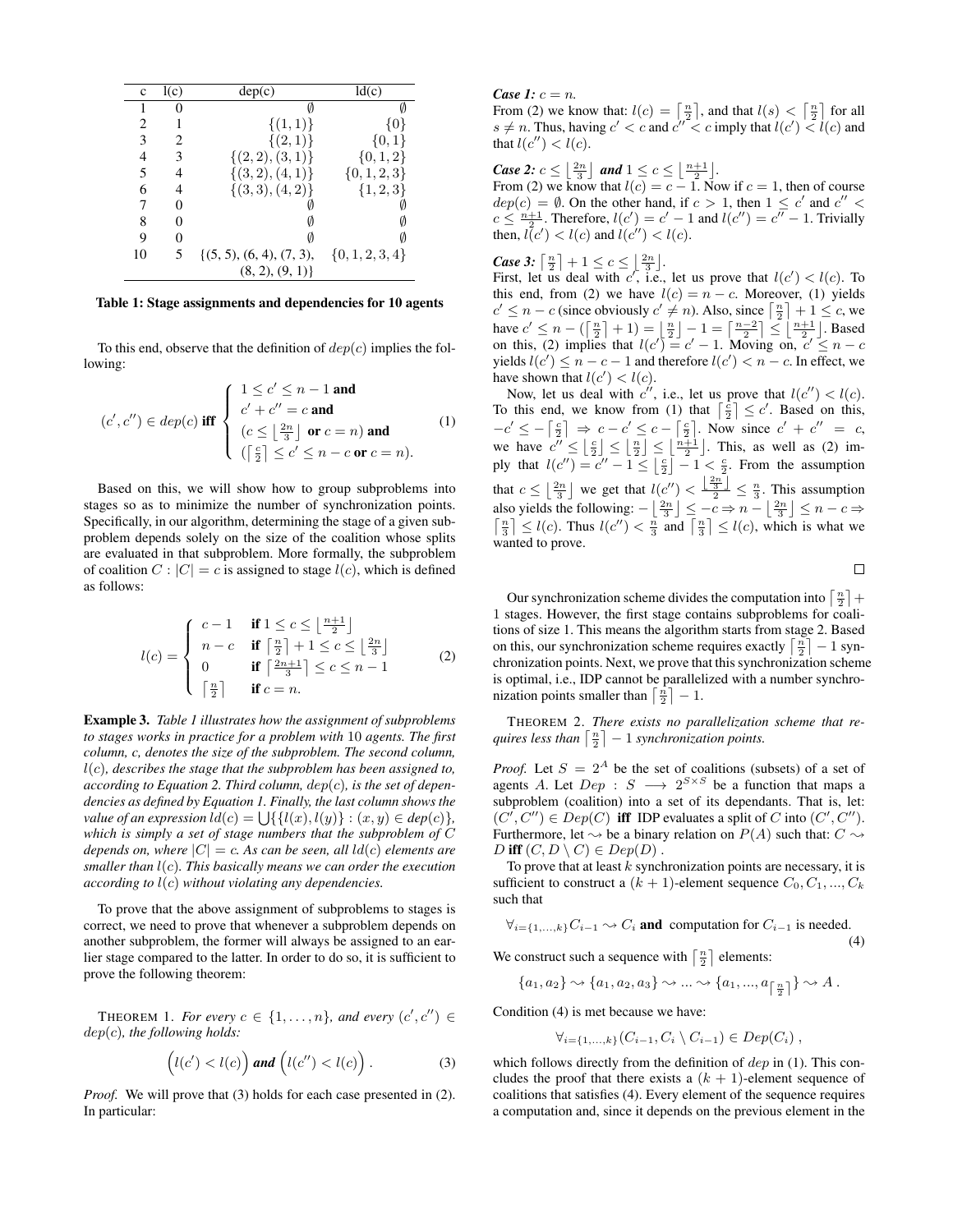| c | l(c) | dep(c) | ld(c) |
|---|---|---|---|
| 1 | 0 | $\emptyset$ | $\emptyset$ |
| 2 | 1 | $\{(1,1)\}$ | $\{0\}$ |
| 3 | 2 | $\{(2,1)\}$ | $\{0,1\}$ |
| 4 | 3 | $\{(2,2),(3,1)\}$ | $\{0,1,2\}$ |
| 5 | 4 | $\{(3,2),(4,1)\}$ | $\{0,1,2,3\}$ |
| 6 | 4 | $\{(3,3),(4,2)\}$ | $\{1,2,3\}$ |
| 7 | 0 | $\emptyset$ | $\emptyset$ |
| 8 | 0 | $\emptyset$ | $\emptyset$ |
| 9 | 0 | $\emptyset$ | $\emptyset$ |
| 10 | 5 | $\{(5,5),(6,4),(7,3),(8,2),(9,1)\}$ | $\{0,1,2,3,4\}$ |

**Table 1: Stage assignments and dependencies for 10 agents**

To this end, observe that the definition of $dep(c)$ implies the following:

$$(c',c'') \in dep(c) \textbf{ iff } \begin{cases} 1 \le c' \le n-1 \textbf{ and} \\ c'+c'' = c \textbf{ and} \\ (c \le \left\lfloor \frac{2n}{3} \right\rfloor \textbf{ or } c = n) \textbf{ and} \\ (\left\lceil \frac{c}{2} \right\rceil \le c' \le n-c \textbf{ or } c = n). \end{cases} \quad (1)$$

Based on this, we will show how to group subproblems into stages so as to minimize the number of synchronization points. Specifically, in our algorithm, determining the stage of a given subproblem depends solely on the size of the coalition whose splits are evaluated in that subproblem. More formally, the subproblem of coalition $C : |C| = c$ is assigned to stage $l(c)$, which is defined as follows:

$$l(c) = \begin{cases} c-1 & \textbf{if } 1 \le c \le \left\lfloor \frac{n+1}{2} \right\rfloor \\ n-c & \textbf{if } \left\lceil \frac{n}{2} \right\rceil + 1 \le c \le \left\lfloor \frac{2n}{3} \right\rfloor \\ 0 & \textbf{if } \left\lceil \frac{2n+1}{3} \right\rceil \le c \le n-1 \\ \left\lceil \frac{n}{2} \right\rceil & \textbf{if } c = n. \end{cases} \quad (2)$$

**Example 3.** *Table 1 illustrates how the assignment of subproblems to stages works in practice for a problem with 10 agents. The first column, c, denotes the size of the subproblem. The second column, $l(c)$, describes the stage that the subproblem has been assigned to, according to Equation 2. Third column, $dep(c)$, is the set of dependencies as defined by Equation 1. Finally, the last column shows the value of an expression $ld(c) = \bigcup\{\{l(x), l(y)\} : (x, y) \in dep(c)\}$, which is simply a set of stage numbers that the subproblem of $C$ depends on, where $|C| = c$. As can be seen, all $ld(c)$ elements are smaller than $l(c)$. This basically means we can order the execution according to $l(c)$ without violating any dependencies.*

To prove that the above assignment of subproblems to stages is correct, we need to prove that whenever a subproblem depends on another subproblem, the former will always be assigned to an earlier stage compared to the latter. In order to do so, it is sufficient to prove the following theorem:

THEOREM 1. *For every $c \in \{1, \dots, n\}$, and every $(c', c'') \in dep(c)$, the following holds:*

$$\Big(l(c') < l(c)\Big) \textbf{ and } \Big(l(c'') < l(c)\Big). \quad (3)$$

*Proof.* We will prove that (3) holds for each case presented in (2). In particular:

***Case 1:** $c = n$.*
From (2) we know that: $l(c) = \left\lceil \frac{n}{2} \right\rceil$, and that $l(s) < \left\lceil \frac{n}{2} \right\rceil$ for all $s \ne n$. Thus, having $c' < c$ and $c'' < c$ imply that $l(c') < l(c)$ and that $l(c'') < l(c)$.

***Case 2:** $c \le \left\lfloor \frac{2n}{3} \right\rfloor$ **and** $1 \le c \le \left\lfloor \frac{n+1}{2} \right\rfloor$.*
From (2) we know that $l(c) = c - 1$. Now if $c = 1$, then of course $dep(c) = \emptyset$. On the other hand, if $c > 1$, then $1 \le c'$ and $c'' < c \le \frac{n+1}{2}$. Therefore, $l(c') = c' - 1$ and $l(c'') = c'' - 1$. Trivially then, $l(c') < l(c)$ and $l(c'') < l(c)$.

***Case 3:** $\left\lceil \frac{n}{2} \right\rceil + 1 \le c \le \left\lfloor \frac{2n}{3} \right\rfloor$.*
First, let us deal with $c'$, i.e., let us prove that $l(c') < l(c)$. To this end, from (2) we have $l(c) = n - c$. Moreover, (1) yields $c' \le n - c$ (since obviously $c' \ne n$). Also, since $\left\lceil \frac{n}{2} \right\rceil + 1 \le c$, we have $c' \le n - (\left\lceil \frac{n}{2} \right\rceil + 1) = \left\lfloor \frac{n}{2} \right\rfloor - 1 = \left\lceil \frac{n-2}{2} \right\rceil \le \left\lfloor \frac{n+1}{2} \right\rfloor$. Based on this, (2) implies that $l(c') = c' - 1$. Moving on, $c' \le n - c$ yields $l(c') \le n - c - 1$ and therefore $l(c') < n - c$. In effect, we have shown that $l(c') < l(c)$.

Now, let us deal with $c''$, i.e., let us prove that $l(c'') < l(c)$. To this end, we know from (1) that $\left\lceil \frac{c}{2} \right\rceil \le c'$. Based on this, $-c' \le -\left\lceil \frac{c}{2} \right\rceil \Rightarrow c - c' \le c - \left\lceil \frac{c}{2} \right\rceil$. Now since $c' + c'' = c$, we have $c'' \le \left\lfloor \frac{c}{2} \right\rfloor \le \left\lfloor \frac{n}{2} \right\rfloor \le \left\lfloor \frac{n+1}{2} \right\rfloor$. This, as well as (2) imply that $l(c'') = c'' - 1 \le \left\lfloor \frac{c}{2} \right\rfloor - 1 < \frac{c}{2}$. From the assumption that $c \le \left\lfloor \frac{2n}{3} \right\rfloor$ we get that $l(c'') < \frac{\left\lfloor \frac{2n}{3} \right\rfloor}{2} \le \frac{n}{3}$. This assumption also yields the following: $-\left\lfloor \frac{2n}{3} \right\rfloor \le -c \Rightarrow n - \left\lfloor \frac{2n}{3} \right\rfloor \le n - c \Rightarrow \left\lceil \frac{n}{3} \right\rceil \le l(c)$. Thus $l(c'') < \frac{n}{3}$ and $\left\lceil \frac{n}{3} \right\rceil \le l(c)$, which is what we wanted to prove.

□

Our synchronization scheme divides the computation into $\left\lceil \frac{n}{2} \right\rceil + 1$ stages. However, the first stage contains subproblems for coalitions of size 1. This means the algorithm starts from stage 2. Based on this, our synchronization scheme requires exactly $\left\lceil \frac{n}{2} \right\rceil - 1$ synchronization points. Next, we prove that this synchronization scheme is optimal, i.e., IDP cannot be parallelized with a number synchronization points smaller than $\left\lceil \frac{n}{2} \right\rceil - 1$.

THEOREM 2. *There exists no parallelization scheme that requires less than $\left\lceil \frac{n}{2} \right\rceil - 1$ synchronization points.*

*Proof.* Let $S = 2^A$ be the set of coalitions (subsets) of a set of agents $A$. Let $Dep : S \longrightarrow 2^{S \times S}$ be a function that maps a subproblem (coalition) into a set of its dependants. That is, let: $(C', C'') \in Dep(C)$ **iff** IDP evaluates a split of $C$ into $(C', C'')$. Furthermore, let $\rightsquigarrow$ be a binary relation on $P(A)$ such that: $C \rightsquigarrow D$ **iff** $(C, D \setminus C) \in Dep(D)$ .

To prove that at least $k$ synchronization points are necessary, it is sufficient to construct a $(k+1)$-element sequence $C_0, C_1, \dots, C_k$ such that

$$\forall_{i=\{1,\dots,k\}} C_{i-1} \rightsquigarrow C_i \textbf{ and } \text{computation for } C_{i-1} \text{ is needed.} \quad (4)$$

We construct such a sequence with $\left\lceil \frac{n}{2} \right\rceil$ elements:

$$\{a_1, a_2\} \rightsquigarrow \{a_1, a_2, a_3\} \rightsquigarrow \dots \rightsquigarrow \{a_1, \dots, a_{\left\lceil \frac{n}{2} \right\rceil}\} \rightsquigarrow A .$$

Condition (4) is met because we have:

$$\forall_{i=\{1,\dots,k\}} (C_{i-1}, C_i \setminus C_{i-1}) \in Dep(C_i) ,$$

which follows directly from the definition of $dep$ in (1). This concludes the proof that there exists a $(k+1)$-element sequence of coalitions that satisfies (4). Every element of the sequence requires a computation and, since it depends on the previous element in the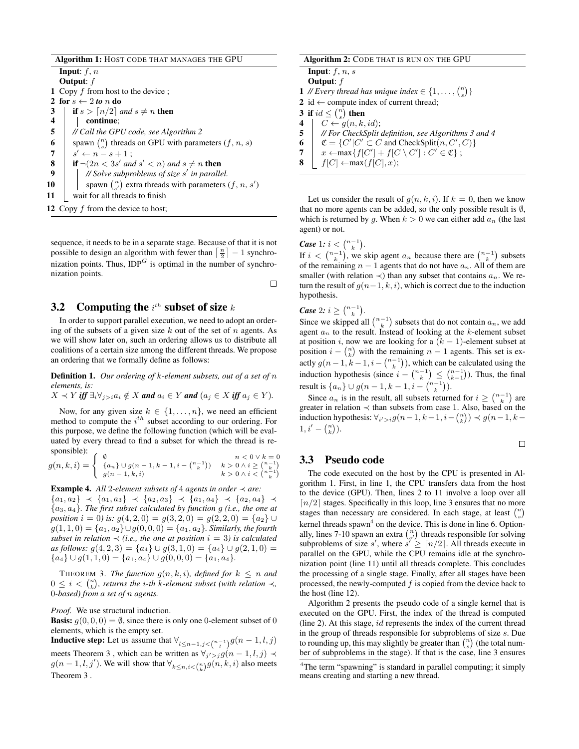**Algorithm 1:** HOST CODE THAT MANAGES THE GPU

```
Input: f, n
Output: f
1  Copy f from host to the device ;
2  for s ← 2 to n do
3      if s > ⌈n/2⌉ and s ≠ n then
4          continue;
5      // Call the GPU code, see Algorithm 2
6      spawn (n choose s) threads on GPU with parameters (f, n, s)
7      s' ← n − s + 1 ;
8      if ¬(2n < 3s' and s' < n) and s ≠ n then
9          // Solve subproblems of size s' in parallel.
10         spawn (n choose s') extra threads with parameters (f, n, s')
11     wait for all threads to finish
12 Copy f from the device to host;
```

sequence, it needs to be in a separate stage. Because of that it is not possible to design an algorithm with fewer than $\left\lceil \frac{n}{2} \right\rceil - 1$ synchronization points. Thus, $\text{IDP}^G$ is optimal in the number of synchronization points. □

## 3.2 Computing the $i^{th}$ subset of size $k$

In order to support parallel execution, we need to adopt an ordering of the subsets of a given size $k$ out of the set of $n$ agents. As we will show later on, such an ordering allows us to distribute all coalitions of a certain size among the different threads. We propose an ordering that we formally define as follows:

**Definition 1.** *Our ordering of $k$-element subsets, out of a set of $n$ elements, is:*
$X \prec Y$ ***iff*** $\exists_i \forall_{j>i} a_i \notin X$ ***and*** $a_i \in Y$ ***and*** $(a_j \in X$ ***iff*** $a_j \in Y)$.

Now, for any given size $k \in \{1, \ldots, n\}$, we need an efficient method to compute the $i^{th}$ subset according to our ordering. For this purpose, we define the following function (which will be evaluated by every thread to find a subset for which the thread is responsible):

$$g(n,k,i) = \begin{cases} \emptyset & n < 0 \lor k = 0 \\ \{a_n\} \cup g(n-1, k-1, i - \binom{n-1}{k}) & k > 0 \land i \geq \binom{n-1}{k} \\ g(n-1,k,i) & k > 0 \land i < \binom{n-1}{k} \end{cases}$$

**Example 4.** *All 2-element subsets of 4 agents in order $\prec$ are:* $\{a_1, a_2\} \prec \{a_1, a_3\} \prec \{a_2, a_3\} \prec \{a_1, a_4\} \prec \{a_2, a_4\} \prec \{a_3, a_4\}$. *The first subset calculated by function $g$ (i.e., the one at position $i = 0$) is: $g(4, 2, 0) = g(3, 2, 0) = g(2, 2, 0) = \{a_2\} \cup g(1, 1, 0) = \{a_1, a_2\} \cup g(0, 0, 0) = \{a_1, a_2\}$. Similarly, the fourth subset in relation $\prec$ (i.e., the one at position $i = 3$) is calculated as follows: $g(4, 2, 3) = \{a_4\} \cup g(3, 1, 0) = \{a_4\} \cup g(2, 1, 0) = \{a_4\} \cup g(1, 1, 0) = \{a_1, a_4\} \cup g(0, 0, 0) = \{a_1, a_4\}$.*

THEOREM 3. *The function $g(n, k, i)$, defined for $k \leq n$ and $0 \leq i < \binom{n}{k}$, returns the $i$-th $k$-element subset (with relation $\prec$, 0-based) from a set of $n$ agents.*

*Proof.* We use structural induction.
**Basis:** $g(0, 0, 0) = \emptyset$, since there is only one 0-element subset of 0 elements, which is the empty set.
**Inductive step:** Let us assume that $\forall_{l \leq n-1, j < \binom{n-1}{l}} g(n-1, l, j)$ meets Theorem 3 , which can be written as $\forall_{j' > j} g(n-1, l, j) \prec g(n-1, l, j')$. We will show that $\forall_{k \leq n, i < \binom{n}{k}} g(n, k, i)$ also meets Theorem 3 .

Let us consider the result of $g(n, k, i)$. If $k = 0$, then we know that no more agents can be added, so the only possible result is $\emptyset$, which is returned by $g$. When $k > 0$ we can either add $a_n$ (the last agent) or not.

***Case** 1: $i < \binom{n-1}{k}$.*
If $i < \binom{n-1}{k}$, we skip agent $a_n$ because there are $\binom{n-1}{k}$ subsets of the remaining $n-1$ agents that do not have $a_n$. All of them are smaller (with relation $\prec$) than any subset that contains $a_n$. We return the result of $g(n-1, k, i)$, which is correct due to the induction hypothesis.

***Case** 2: $i \geq \binom{n-1}{k}$.*
Since we skipped all $\binom{n-1}{k}$ subsets that do not contain $a_n$, we add agent $a_n$ to the result. Instead of looking at the $k$-element subset at position $i$, now we are looking for a $(k-1)$-element subset at position $i - \binom{n}{k}$ with the remaining $n-1$ agents. This set is exactly $g(n-1, k-1, i - \binom{n-1}{k})$, which can be calculated using the induction hypothesis (since $i - \binom{n-1}{k} \leq \binom{n-1}{k-1}$). Thus, the final result is $\{a_n\} \cup g(n-1, k-1, i - \binom{n-1}{k})$.

Since $a_n$ is in the result, all subsets returned for $i \geq \binom{n-1}{k}$ are greater in relation $\prec$ than subsets from case 1. Also, based on the induction hypothesis: $\forall_{i' > i} g(n-1, k-1, i - \binom{n}{k}) \prec g(n-1, k-1, i' - \binom{n}{k})$. □

## 3.3 Pseudo code

The code executed on the host by the CPU is presented in Algorithm 1. First, in line 1, the CPU transfers data from the host to the device (GPU). Then, lines 2 to 11 involve a loop over all $\lceil n/2 \rceil$ stages. Specifically in this loop, line 3 ensures that no more stages than necessary are considered. In each stage, at least $\binom{n}{s}$ kernel threads spawn[4] on the device. This is done in line 6. Optionally, lines 7-10 spawn an extra $\binom{n}{s'}$ threads responsible for solving subproblems of size $s'$, where $s' \geq \lceil n/2 \rceil$. All threads execute in parallel on the GPU, while the CPU remains idle at the synchronization point (line 11) until all threads complete. This concludes the processing of a single stage. Finally, after all stages have been processed, the newly-computed $f$ is copied from the device back to the host (line 12).

Algorithm 2 presents the pseudo code of a single kernel that is executed on the GPU. First, the index of the thread is computed (line 2). At this stage, $id$ represents the index of the current thread in the group of threads responsible for subproblems of size $s$. Due to rounding up, this may slightly be greater than $\binom{n}{s}$ (the total number of subproblems in the stage). If that is the case, line 3 ensures

**Algorithm 2:** CODE THAT IS RUN ON THE GPU

```
Input: f, n, s
Output: f
1  // Every thread has unique index ∈ {1, ..., (n choose s)}
2  id ← compute index of current thread;
3  if id ≤ (n choose s) then
4      C ← g(n, k, id);
5      // For CheckSplit definition, see Algorithms 3 and 4
6      𝔈 = {C' | C' ⊂ C and CheckSplit(n, C', C)}
7      x ← max{f[C'] + f[C \ C'] : C' ∈ 𝔈} ;
8      f[C] ← max(f[C], x);
```

[4] The term "spawning" is standard in parallel computing; it simply means creating and starting a new thread.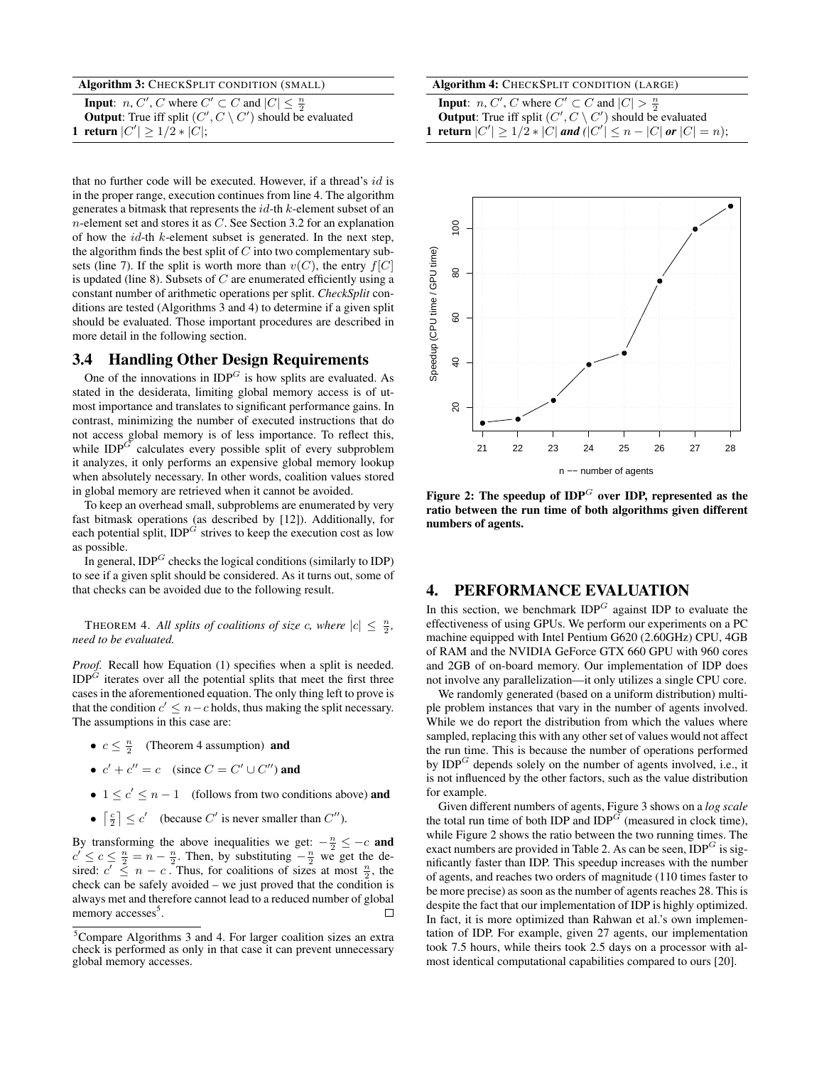**Algorithm 3:** CheckSplit condition (small)

**Input**: $n$, $C'$, $C$ where $C' \subset C$ and $|C| \leq \frac{n}{2}$
**Output**: True iff split $(C', C \setminus C')$ should be evaluated
1 **return** $|C'| \geq 1/2 * |C|$;

**Algorithm 4:** CheckSplit condition (large)

**Input**: $n$, $C'$, $C$ where $C' \subset C$ and $|C| > \frac{n}{2}$
**Output**: True iff split $(C', C \setminus C')$ should be evaluated
1 **return** $|C'| \geq 1/2 * |C|$ ***and*** $(|C'| \leq n - |C|$ ***or*** $|C| = n)$;

that no further code will be executed. However, if a thread's $id$ is in the proper range, execution continues from line 4. The algorithm generates a bitmask that represents the $id$-th $k$-element subset of an $n$-element set and stores it as $C$. See Section 3.2 for an explanation of how the $id$-th $k$-element subset is generated. In the next step, the algorithm finds the best split of $C$ into two complementary subsets (line 7). If the split is worth more than $v(C)$, the entry $f[C]$ is updated (line 8). Subsets of $C$ are enumerated efficiently using a constant number of arithmetic operations per split. ***CheckSplit*** conditions are tested (Algorithms 3 and 4) to determine if a given split should be evaluated. Those important procedures are described in more detail in the following section.

## 3.4 Handling Other Design Requirements

One of the innovations in IDP$^G$ is how splits are evaluated. As stated in the desiderata, limiting global memory access is of utmost importance and translates to significant performance gains. In contrast, minimizing the number of executed instructions that do not access global memory is of less importance. To reflect this, while IDP$^G$ calculates every possible split of every subproblem it analyzes, it only performs an expensive global memory lookup when absolutely necessary. In other words, coalition values stored in global memory are retrieved when it cannot be avoided.

To keep an overhead small, subproblems are enumerated by very fast bitmask operations (as described by [12]). Additionally, for each potential split, IDP$^G$ strives to keep the execution cost as low as possible.

In general, IDP$^G$ checks the logical conditions (similarly to IDP) to see if a given split should be considered. As it turns out, some of that checks can be avoided due to the following result.

THEOREM 4. *All splits of coalitions of size c, where $|c| \leq \frac{n}{2}$, need to be evaluated.*

*Proof.* Recall how Equation (1) specifies when a split is needed. IDP$^G$ iterates over all the potential splits that meet the first three cases in the aforementioned equation. The only thing left to prove is that the condition $c' \leq n - c$ holds, thus making the split necessary. The assumptions in this case are:

- $c \leq \frac{n}{2}$ (Theorem 4 assumption) **and**
- $c' + c'' = c$ (since $C = C' \cup C''$) **and**
- $1 \leq c' \leq n - 1$ (follows from two conditions above) **and**
- $\lceil \frac{c}{2} \rceil \leq c'$ (because $C'$ is never smaller than $C''$).

By transforming the above inequalities we get: $-\frac{n}{2} \leq -c$ **and** $c' \leq c \leq \frac{n}{2} = n - \frac{n}{2}$. Then, by substituting $-\frac{n}{2}$ we get the desired: $c' \leq n - c$. Thus, for coalitions of sizes at most $\frac{n}{2}$, the check can be safely avoided – we just proved that the condition is always met and therefore cannot lead to a reduced number of global memory accesses[5]. □

[5] Compare Algorithms 3 and 4. For larger coalition sizes an extra check is performed as only in that case it can prevent unnecessary global memory accesses.

**Figure 2: The speedup of IDP$^G$ over IDP, represented as the ratio between the run time of both algorithms given different numbers of agents.**

## 4. PERFORMANCE EVALUATION

In this section, we benchmark IDP$^G$ against IDP to evaluate the effectiveness of using GPUs. We perform our experiments on a PC machine equipped with Intel Pentium G620 (2.60GHz) CPU, 4GB of RAM and the NVIDIA GeForce GTX 660 GPU with 960 cores and 2GB of on-board memory. Our implementation of IDP does not involve any parallelization—it only utilizes a single CPU core.

We randomly generated (based on a uniform distribution) multiple problem instances that vary in the number of agents involved. While we do report the distribution from which the values where sampled, replacing this with any other set of values would not affect the run time. This is because the number of operations performed by IDP$^G$ depends solely on the number of agents involved, i.e., it is not influenced by the other factors, such as the value distribution for example.

Given different numbers of agents, Figure 3 shows on a *log scale* the total run time of both IDP and IDP$^G$ (measured in clock time), while Figure 2 shows the ratio between the two running times. The exact numbers are provided in Table 2. As can be seen, IDP$^G$ is significantly faster than IDP. This speedup increases with the number of agents, and reaches two orders of magnitude (110 times faster to be more precise) as soon as the number of agents reaches 28. This is despite the fact that our implementation of IDP is highly optimized. In fact, it is more optimized than Rahwan et al.'s own implementation of IDP. For example, given 27 agents, our implementation took 7.5 hours, while theirs took 2.5 days on a processor with almost identical computational capabilities compared to ours [20].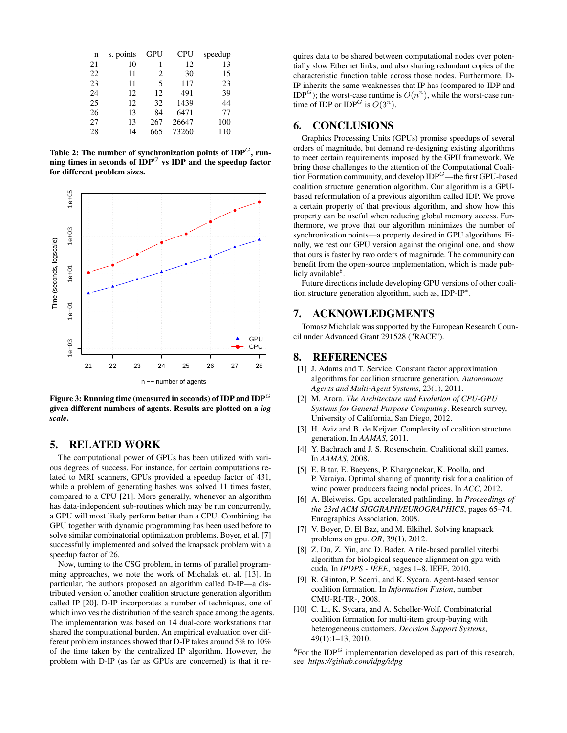| n | s. points | GPU | CPU | speedup |
|---|---|---|---|---|
| 21 | 10 | 1 | 12 | 13 |
| 22 | 11 | 2 | 30 | 15 |
| 23 | 11 | 5 | 117 | 23 |
| 24 | 12 | 12 | 491 | 39 |
| 25 | 12 | 32 | 1439 | 44 |
| 26 | 13 | 84 | 6471 | 77 |
| 27 | 13 | 267 | 26647 | 100 |
| 28 | 14 | 665 | 73260 | 110 |

**Table 2: The number of synchronization points of IDP$^G$, running times in seconds of IDP$^G$ vs IDP and the speedup factor for different problem sizes.**

**Figure 3: Running time (measured in seconds) of IDP and IDP$^G$ given different numbers of agents. Results are plotted on a *log scale*.**

## 5. RELATED WORK

The computational power of GPUs has been utilized with various degrees of success. For instance, for certain computations related to MRI scanners, GPUs provided a speedup factor of 431, while a problem of generating hashes was solved 11 times faster, compared to a CPU [21]. More generally, whenever an algorithm has data-independent sub-routines which may be run concurrently, a GPU will most likely perform better than a CPU. Combining the GPU together with dynamic programming has been used before to solve similar combinatorial optimization problems. Boyer, et al. [7] successfully implemented and solved the knapsack problem with a speedup factor of 26.

Now, turning to the CSG problem, in terms of parallel programming approaches, we note the work of Michalak et. al. [13]. In particular, the authors proposed an algorithm called D-IP—a distributed version of another coalition structure generation algorithm called IP [20]. D-IP incorporates a number of techniques, one of which involves the distribution of the search space among the agents. The implementation was based on 14 dual-core workstations that shared the computational burden. An empirical evaluation over different problem instances showed that D-IP takes around 5% to 10% of the time taken by the centralized IP algorithm. However, the problem with D-IP (as far as GPUs are concerned) is that it requires data to be shared between computational nodes over potentially slow Ethernet links, and also sharing redundant copies of the characteristic function table across those nodes. Furthermore, D-IP inherits the same weaknesses that IP has (compared to IDP and IDP$^G$); the worst-case runtime is $O(n^n)$, while the worst-case runtime of IDP or IDP$^G$ is $O(3^n)$.

## 6. CONCLUSIONS

Graphics Processing Units (GPUs) promise speedups of several orders of magnitude, but demand re-designing existing algorithms to meet certain requirements imposed by the GPU framework. We bring those challenges to the attention of the Computational Coalition Formation community, and develop IDP$^G$—the first GPU-based coalition structure generation algorithm. Our algorithm is a GPU-based reformulation of a previous algorithm called IDP. We prove a certain property of that previous algorithm, and show how this property can be useful when reducing global memory access. Furthermore, we prove that our algorithm minimizes the number of synchronization points—a property desired in GPU algorithms. Finally, we test our GPU version against the original one, and show that ours is faster by two orders of magnitude. The community can benefit from the open-source implementation, which is made publicly available[6].

Future directions include developing GPU versions of other coalition structure generation algorithm, such as, IDP-IP$^*$.

## 7. ACKNOWLEDGMENTS

Tomasz Michalak was supported by the European Research Council under Advanced Grant 291528 ("RACE").

## 8. REFERENCES

[1] J. Adams and T. Service. Constant factor approximation algorithms for coalition structure generation. *Autonomous Agents and Multi-Agent Systems*, 23(1), 2011.

[2] M. Arora. *The Architecture and Evolution of CPU-GPU Systems for General Purpose Computing*. Research survey, University of California, San Diego, 2012.

[3] H. Aziz and B. de Keijzer. Complexity of coalition structure generation. In *AAMAS*, 2011.

[4] Y. Bachrach and J. S. Rosenschein. Coalitional skill games. In *AAMAS*, 2008.

[5] E. Bitar, E. Baeyens, P. Khargonekar, K. Poolla, and P. Varaiya. Optimal sharing of quantity risk for a coalition of wind power producers facing nodal prices. In *ACC*, 2012.

[6] A. Bleiweiss. Gpu accelerated pathfinding. In *Proceedings of the 23rd ACM SIGGRAPH/EUROGRAPHICS*, pages 65–74. Eurographics Association, 2008.

[7] V. Boyer, D. El Baz, and M. Elkihel. Solving knapsack problems on gpu. *OR*, 39(1), 2012.

[8] Z. Du, Z. Yin, and D. Bader. A tile-based parallel viterbi algorithm for biological sequence alignment on gpu with cuda. In *IPDPS - IEEE*, pages 1–8. IEEE, 2010.

[9] R. Glinton, P. Scerri, and K. Sycara. Agent-based sensor coalition formation. In *Information Fusion*, number CMU-RI-TR-, 2008.

[10] C. Li, K. Sycara, and A. Scheller-Wolf. Combinatorial coalition formation for multi-item group-buying with heterogeneous customers. *Decision Support Systems*, 49(1):1–13, 2010.

[6] For the IDP$^G$ implementation developed as part of this research, see: *https://github.com/idpg/idpg*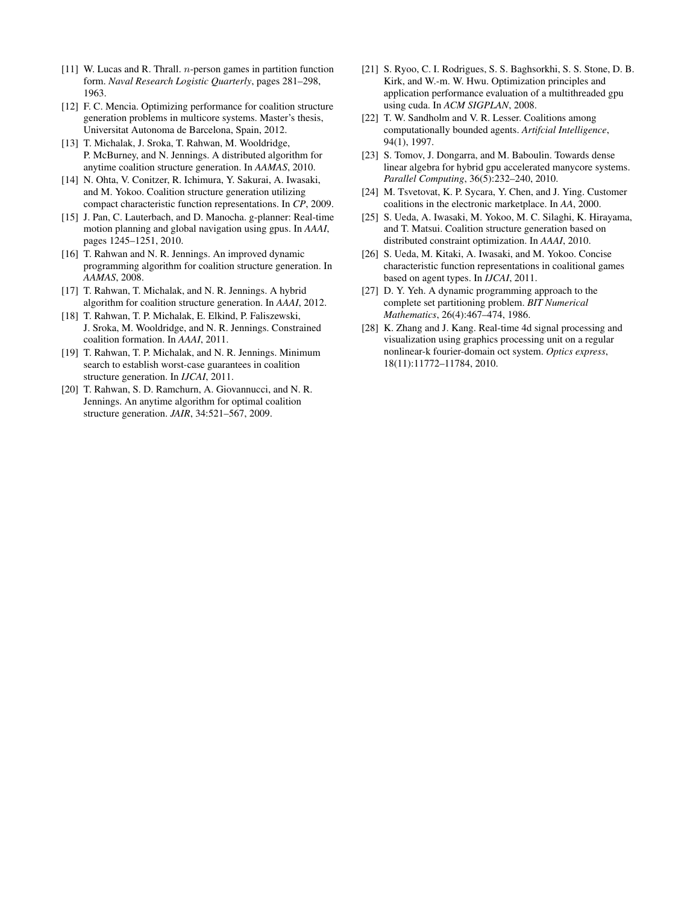[11] W. Lucas and R. Thrall. $n$-person games in partition function form. *Naval Research Logistic Quarterly*, pages 281–298, 1963.

[12] F. C. Mencia. Optimizing performance for coalition structure generation problems in multicore systems. Master's thesis, Universitat Autonoma de Barcelona, Spain, 2012.

[13] T. Michalak, J. Sroka, T. Rahwan, M. Wooldridge, P. McBurney, and N. Jennings. A distributed algorithm for anytime coalition structure generation. In *AAMAS*, 2010.

[14] N. Ohta, V. Conitzer, R. Ichimura, Y. Sakurai, A. Iwasaki, and M. Yokoo. Coalition structure generation utilizing compact characteristic function representations. In *CP*, 2009.

[15] J. Pan, C. Lauterbach, and D. Manocha. g-planner: Real-time motion planning and global navigation using gpus. In *AAAI*, pages 1245–1251, 2010.

[16] T. Rahwan and N. R. Jennings. An improved dynamic programming algorithm for coalition structure generation. In *AAMAS*, 2008.

[17] T. Rahwan, T. Michalak, and N. R. Jennings. A hybrid algorithm for coalition structure generation. In *AAAI*, 2012.

[18] T. Rahwan, T. P. Michalak, E. Elkind, P. Faliszewski, J. Sroka, M. Wooldridge, and N. R. Jennings. Constrained coalition formation. In *AAAI*, 2011.

[19] T. Rahwan, T. P. Michalak, and N. R. Jennings. Minimum search to establish worst-case guarantees in coalition structure generation. In *IJCAI*, 2011.

[20] T. Rahwan, S. D. Ramchurn, A. Giovannucci, and N. R. Jennings. An anytime algorithm for optimal coalition structure generation. *JAIR*, 34:521–567, 2009.

[21] S. Ryoo, C. I. Rodrigues, S. S. Baghsorkhi, S. S. Stone, D. B. Kirk, and W.-m. W. Hwu. Optimization principles and application performance evaluation of a multithreaded gpu using cuda. In *ACM SIGPLAN*, 2008.

[22] T. W. Sandholm and V. R. Lesser. Coalitions among computationally bounded agents. *Artifcial Intelligence*, 94(1), 1997.

[23] S. Tomov, J. Dongarra, and M. Baboulin. Towards dense linear algebra for hybrid gpu accelerated manycore systems. *Parallel Computing*, 36(5):232–240, 2010.

[24] M. Tsvetovat, K. P. Sycara, Y. Chen, and J. Ying. Customer coalitions in the electronic marketplace. In *AA*, 2000.

[25] S. Ueda, A. Iwasaki, M. Yokoo, M. C. Silaghi, K. Hirayama, and T. Matsui. Coalition structure generation based on distributed constraint optimization. In *AAAI*, 2010.

[26] S. Ueda, M. Kitaki, A. Iwasaki, and M. Yokoo. Concise characteristic function representations in coalitional games based on agent types. In *IJCAI*, 2011.

[27] D. Y. Yeh. A dynamic programming approach to the complete set partitioning problem. *BIT Numerical Mathematics*, 26(4):467–474, 1986.

[28] K. Zhang and J. Kang. Real-time 4d signal processing and visualization using graphics processing unit on a regular nonlinear-k fourier-domain oct system. *Optics express*, 18(11):11772–11784, 2010.